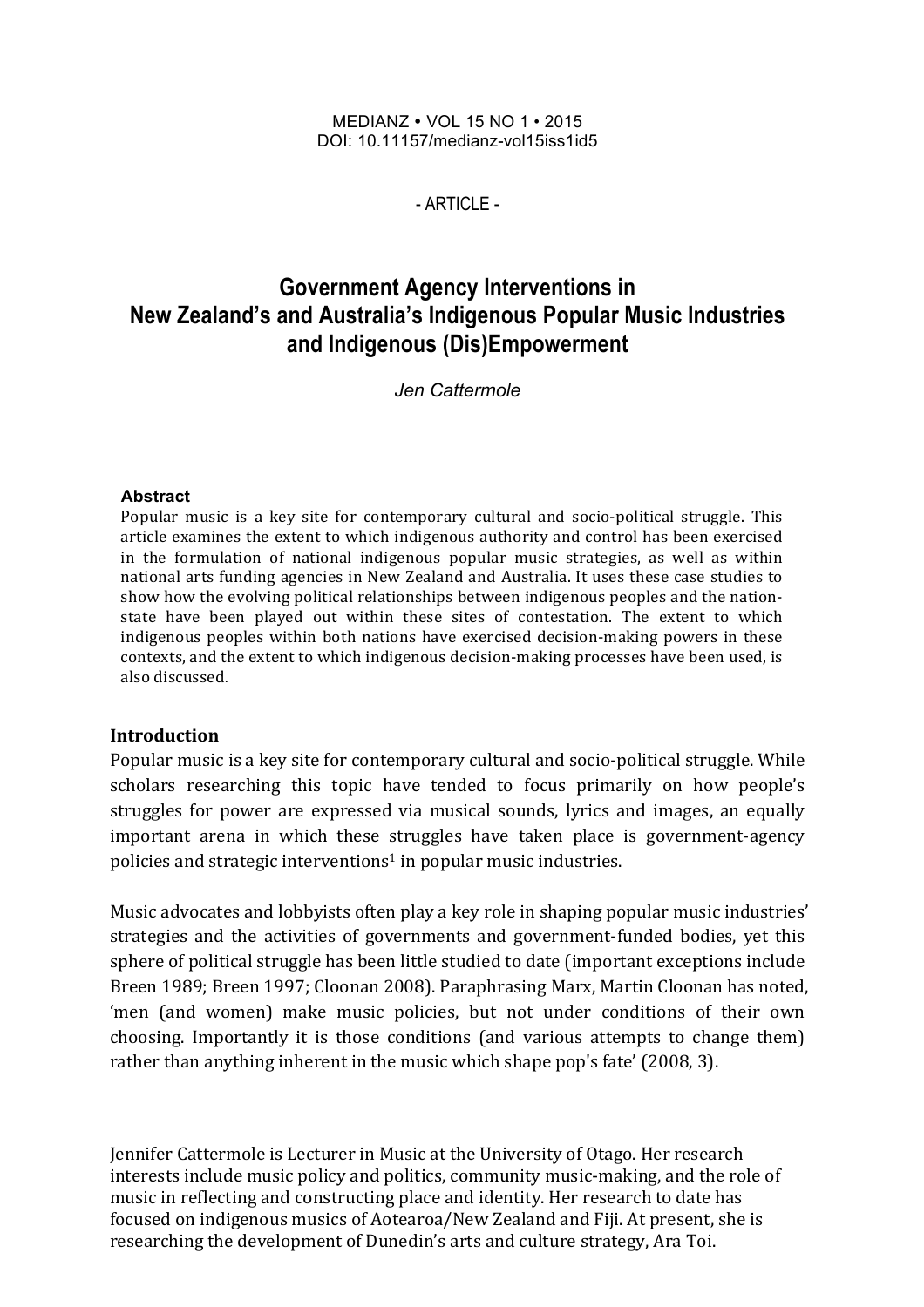MEDIANZ • VOL 15 NO 1 • 2015
DOI: 10.11157/medianz-vol15iss1id5

- ARTICLE -

# Government Agency Interventions in New Zealand's and Australia's Indigenous Popular Music Industries and Indigenous (Dis)Empowerment

*Jen Cattermole*

### Abstract

Popular music is a key site for contemporary cultural and socio-political struggle. This article examines the extent to which indigenous authority and control has been exercised in the formulation of national indigenous popular music strategies, as well as within national arts funding agencies in New Zealand and Australia. It uses these case studies to show how the evolving political relationships between indigenous peoples and the nation-state have been played out within these sites of contestation. The extent to which indigenous peoples within both nations have exercised decision-making powers in these contexts, and the extent to which indigenous decision-making processes have been used, is also discussed.

## Introduction

Popular music is a key site for contemporary cultural and socio-political struggle. While scholars researching this topic have tended to focus primarily on how people's struggles for power are expressed via musical sounds, lyrics and images, an equally important arena in which these struggles have taken place is government-agency policies and strategic interventions[1] in popular music industries.

Music advocates and lobbyists often play a key role in shaping popular music industries' strategies and the activities of governments and government-funded bodies, yet this sphere of political struggle has been little studied to date (important exceptions include Breen 1989; Breen 1997; Cloonan 2008). Paraphrasing Marx, Martin Cloonan has noted, 'men (and women) make music policies, but not under conditions of their own choosing. Importantly it is those conditions (and various attempts to change them) rather than anything inherent in the music which shape pop's fate' (2008, 3).

Jennifer Cattermole is Lecturer in Music at the University of Otago. Her research interests include music policy and politics, community music-making, and the role of music in reflecting and constructing place and identity. Her research to date has focused on indigenous musics of Aotearoa/New Zealand and Fiji. At present, she is researching the development of Dunedin's arts and culture strategy, Ara Toi.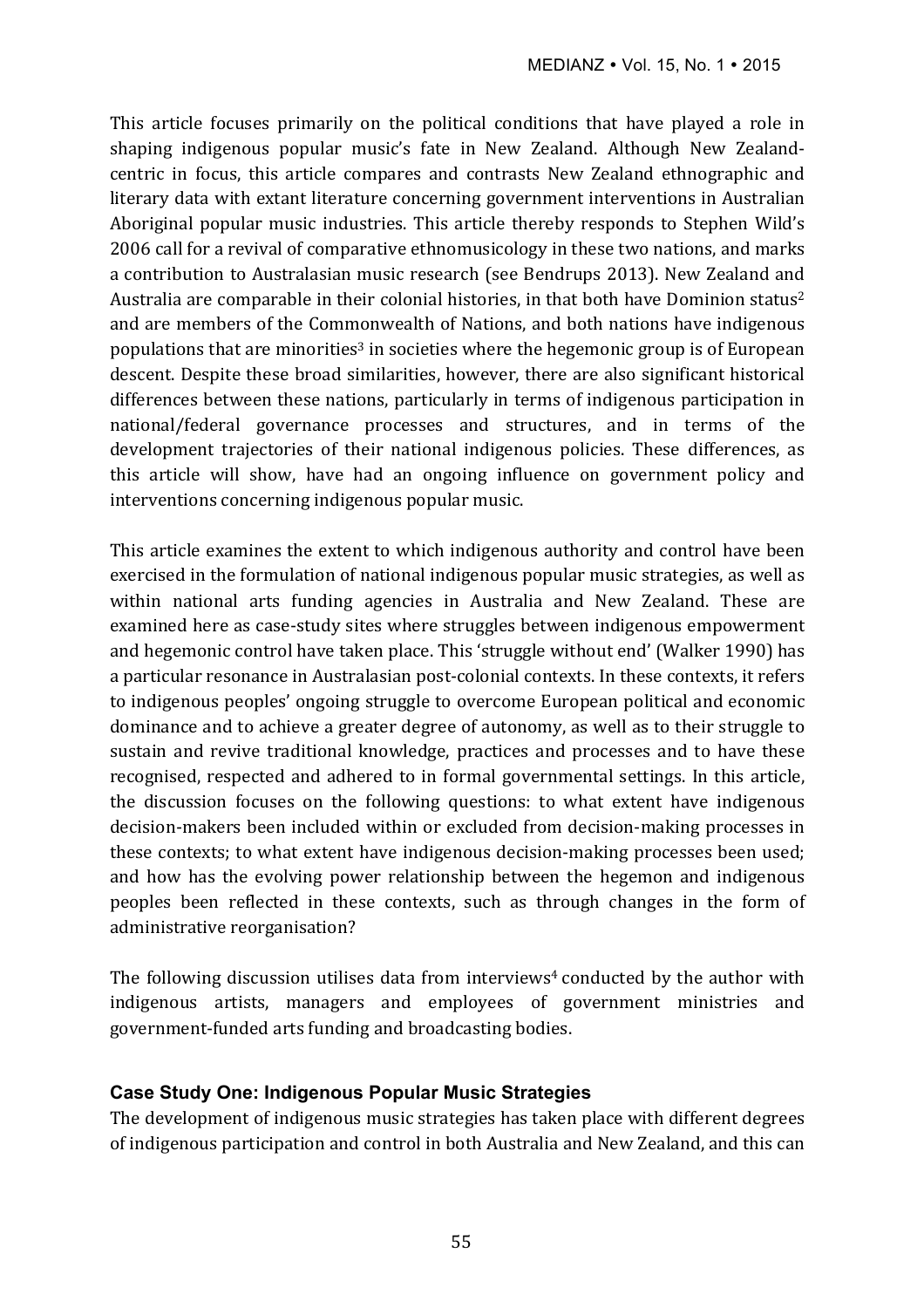This article focuses primarily on the political conditions that have played a role in shaping indigenous popular music's fate in New Zealand. Although New Zealand-centric in focus, this article compares and contrasts New Zealand ethnographic and literary data with extant literature concerning government interventions in Australian Aboriginal popular music industries. This article thereby responds to Stephen Wild's 2006 call for a revival of comparative ethnomusicology in these two nations, and marks a contribution to Australasian music research (see Bendrups 2013). New Zealand and Australia are comparable in their colonial histories, in that both have Dominion status[2] and are members of the Commonwealth of Nations, and both nations have indigenous populations that are minorities[3] in societies where the hegemonic group is of European descent. Despite these broad similarities, however, there are also significant historical differences between these nations, particularly in terms of indigenous participation in national/federal governance processes and structures, and in terms of the development trajectories of their national indigenous policies. These differences, as this article will show, have had an ongoing influence on government policy and interventions concerning indigenous popular music.

This article examines the extent to which indigenous authority and control have been exercised in the formulation of national indigenous popular music strategies, as well as within national arts funding agencies in Australia and New Zealand. These are examined here as case-study sites where struggles between indigenous empowerment and hegemonic control have taken place. This 'struggle without end' (Walker 1990) has a particular resonance in Australasian post-colonial contexts. In these contexts, it refers to indigenous peoples' ongoing struggle to overcome European political and economic dominance and to achieve a greater degree of autonomy, as well as to their struggle to sustain and revive traditional knowledge, practices and processes and to have these recognised, respected and adhered to in formal governmental settings. In this article, the discussion focuses on the following questions: to what extent have indigenous decision-makers been included within or excluded from decision-making processes in these contexts; to what extent have indigenous decision-making processes been used; and how has the evolving power relationship between the hegemon and indigenous peoples been reflected in these contexts, such as through changes in the form of administrative reorganisation?

The following discussion utilises data from interviews[4] conducted by the author with indigenous artists, managers and employees of government ministries and government-funded arts funding and broadcasting bodies.

## Case Study One: Indigenous Popular Music Strategies

The development of indigenous music strategies has taken place with different degrees of indigenous participation and control in both Australia and New Zealand, and this can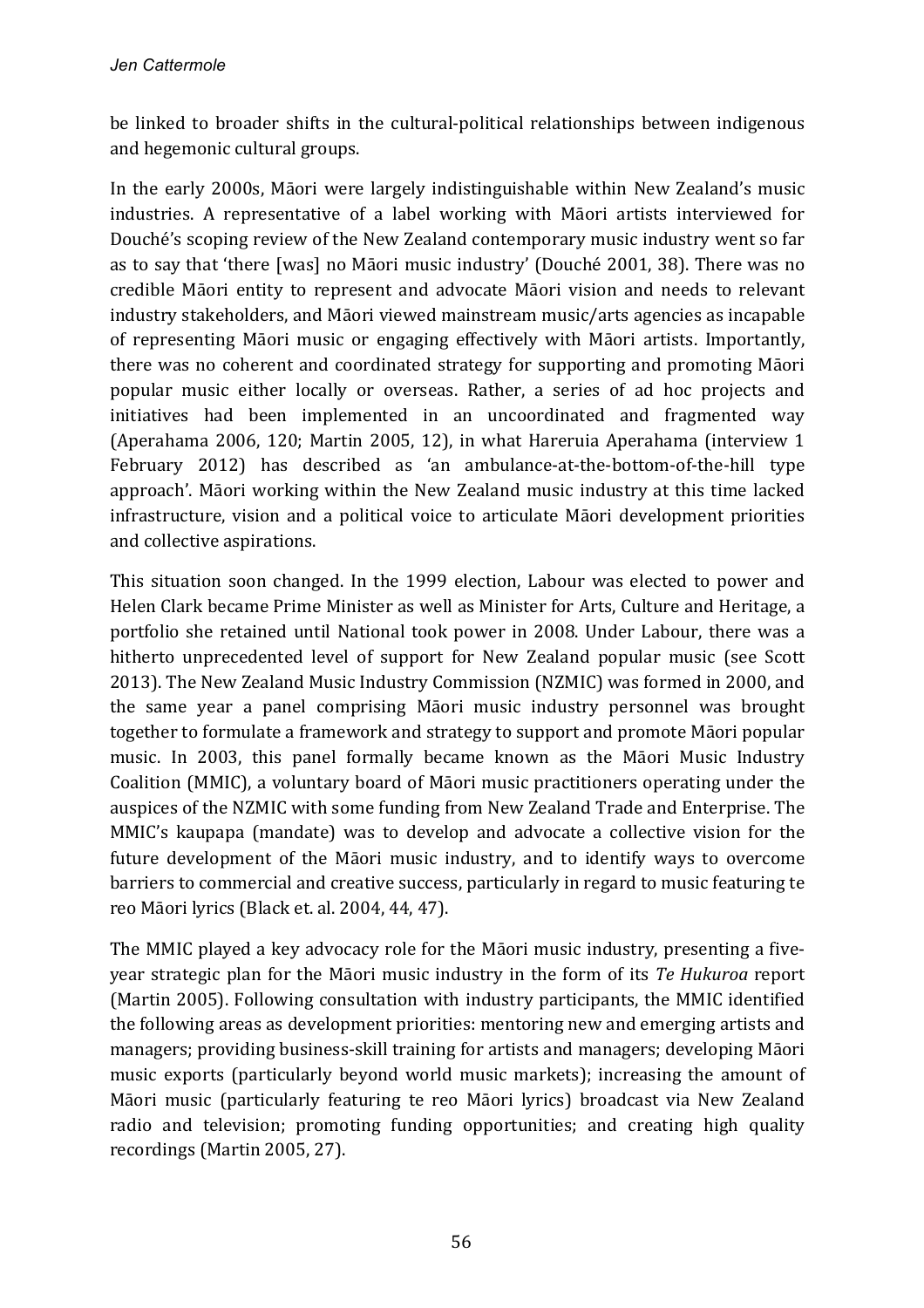be linked to broader shifts in the cultural-political relationships between indigenous and hegemonic cultural groups.

In the early 2000s, Māori were largely indistinguishable within New Zealand's music industries. A representative of a label working with Māori artists interviewed for Douché's scoping review of the New Zealand contemporary music industry went so far as to say that 'there [was] no Māori music industry' (Douché 2001, 38). There was no credible Māori entity to represent and advocate Māori vision and needs to relevant industry stakeholders, and Māori viewed mainstream music/arts agencies as incapable of representing Māori music or engaging effectively with Māori artists. Importantly, there was no coherent and coordinated strategy for supporting and promoting Māori popular music either locally or overseas. Rather, a series of ad hoc projects and initiatives had been implemented in an uncoordinated and fragmented way (Aperahama 2006, 120; Martin 2005, 12), in what Hareruia Aperahama (interview 1 February 2012) has described as 'an ambulance-at-the-bottom-of-the-hill type approach'. Māori working within the New Zealand music industry at this time lacked infrastructure, vision and a political voice to articulate Māori development priorities and collective aspirations.

This situation soon changed. In the 1999 election, Labour was elected to power and Helen Clark became Prime Minister as well as Minister for Arts, Culture and Heritage, a portfolio she retained until National took power in 2008. Under Labour, there was a hitherto unprecedented level of support for New Zealand popular music (see Scott 2013). The New Zealand Music Industry Commission (NZMIC) was formed in 2000, and the same year a panel comprising Māori music industry personnel was brought together to formulate a framework and strategy to support and promote Māori popular music. In 2003, this panel formally became known as the Māori Music Industry Coalition (MMIC), a voluntary board of Māori music practitioners operating under the auspices of the NZMIC with some funding from New Zealand Trade and Enterprise. The MMIC's kaupapa (mandate) was to develop and advocate a collective vision for the future development of the Māori music industry, and to identify ways to overcome barriers to commercial and creative success, particularly in regard to music featuring te reo Māori lyrics (Black et. al. 2004, 44, 47).

The MMIC played a key advocacy role for the Māori music industry, presenting a five-year strategic plan for the Māori music industry in the form of its *Te Hukuroa* report (Martin 2005). Following consultation with industry participants, the MMIC identified the following areas as development priorities: mentoring new and emerging artists and managers; providing business-skill training for artists and managers; developing Māori music exports (particularly beyond world music markets); increasing the amount of Māori music (particularly featuring te reo Māori lyrics) broadcast via New Zealand radio and television; promoting funding opportunities; and creating high quality recordings (Martin 2005, 27).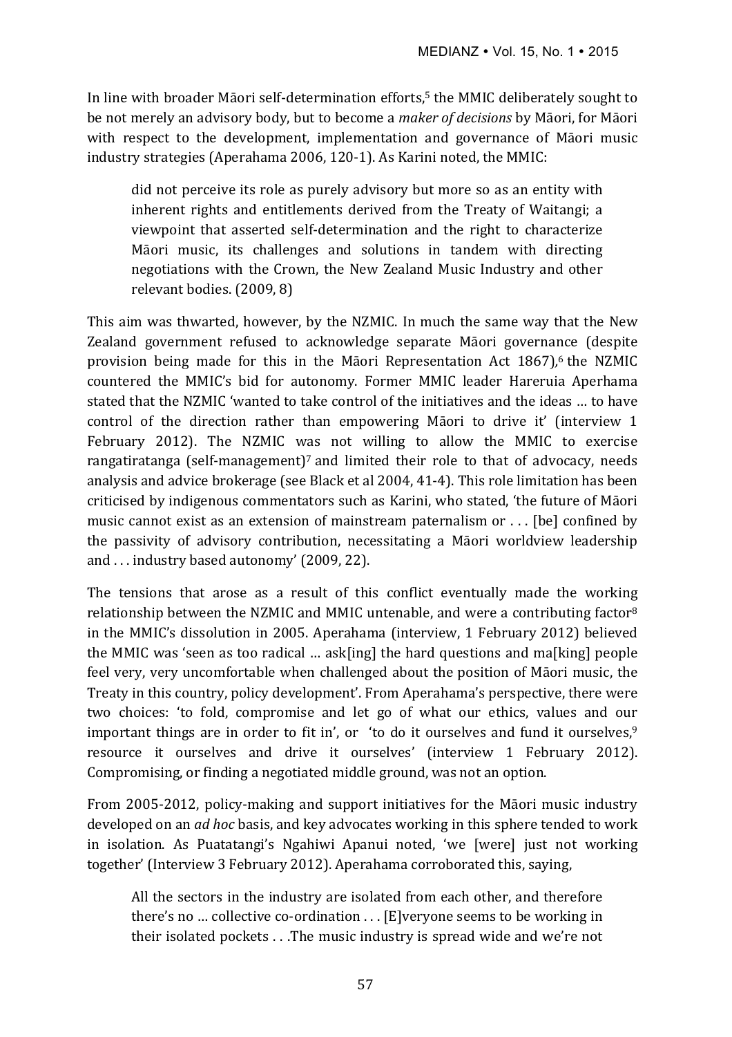In line with broader Māori self-determination efforts,[5] the MMIC deliberately sought to be not merely an advisory body, but to become a *maker of decisions* by Māori, for Māori with respect to the development, implementation and governance of Māori music industry strategies (Aperahama 2006, 120-1). As Karini noted, the MMIC:

> did not perceive its role as purely advisory but more so as an entity with inherent rights and entitlements derived from the Treaty of Waitangi; a viewpoint that asserted self-determination and the right to characterize Māori music, its challenges and solutions in tandem with directing negotiations with the Crown, the New Zealand Music Industry and other relevant bodies. (2009, 8)

This aim was thwarted, however, by the NZMIC. In much the same way that the New Zealand government refused to acknowledge separate Māori governance (despite provision being made for this in the Māori Representation Act 1867),[6] the NZMIC countered the MMIC's bid for autonomy. Former MMIC leader Hareruia Aperhama stated that the NZMIC 'wanted to take control of the initiatives and the ideas … to have control of the direction rather than empowering Māori to drive it' (interview 1 February 2012). The NZMIC was not willing to allow the MMIC to exercise rangatiratanga (self-management)[7] and limited their role to that of advocacy, needs analysis and advice brokerage (see Black et al 2004, 41-4). This role limitation has been criticised by indigenous commentators such as Karini, who stated, 'the future of Māori music cannot exist as an extension of mainstream paternalism or . . . [be] confined by the passivity of advisory contribution, necessitating a Māori worldview leadership and . . . industry based autonomy' (2009, 22).

The tensions that arose as a result of this conflict eventually made the working relationship between the NZMIC and MMIC untenable, and were a contributing factor[8] in the MMIC's dissolution in 2005. Aperahama (interview, 1 February 2012) believed the MMIC was 'seen as too radical … ask[ing] the hard questions and ma[king] people feel very, very uncomfortable when challenged about the position of Māori music, the Treaty in this country, policy development'. From Aperahama's perspective, there were two choices: 'to fold, compromise and let go of what our ethics, values and our important things are in order to fit in', or 'to do it ourselves and fund it ourselves,[9] resource it ourselves and drive it ourselves' (interview 1 February 2012). Compromising, or finding a negotiated middle ground, was not an option.

From 2005-2012, policy-making and support initiatives for the Māori music industry developed on an *ad hoc* basis, and key advocates working in this sphere tended to work in isolation. As Puatatangi's Ngahiwi Apanui noted, 'we [were] just not working together' (Interview 3 February 2012). Aperahama corroborated this, saying,

> All the sectors in the industry are isolated from each other, and therefore there's no … collective co-ordination . . . [E]veryone seems to be working in their isolated pockets . . .The music industry is spread wide and we're not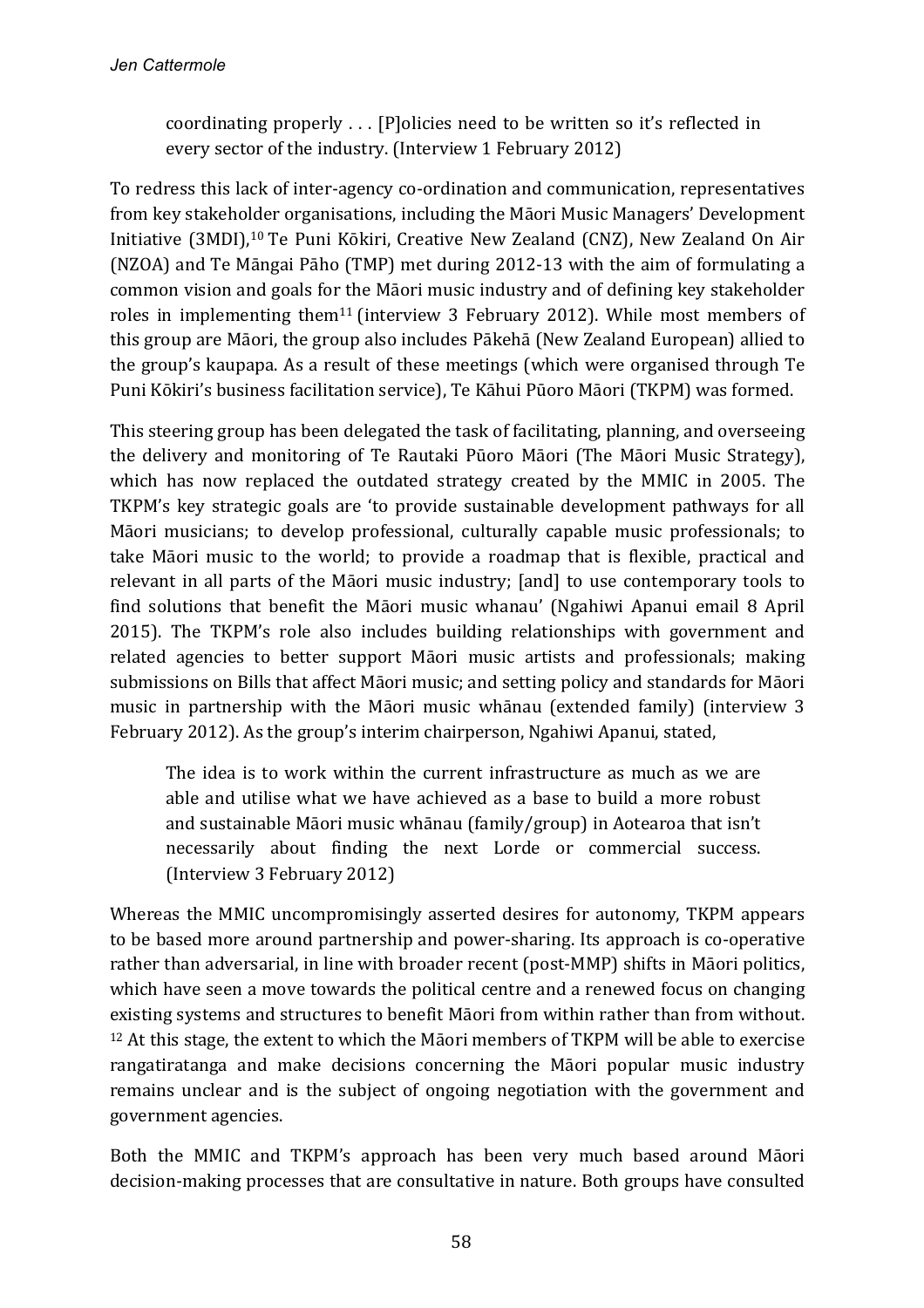> coordinating properly . . . [P]olicies need to be written so it's reflected in every sector of the industry. (Interview 1 February 2012)

To redress this lack of inter-agency co-ordination and communication, representatives from key stakeholder organisations, including the Māori Music Managers' Development Initiative (3MDI),[10] Te Puni Kōkiri, Creative New Zealand (CNZ), New Zealand On Air (NZOA) and Te Māngai Pāho (TMP) met during 2012-13 with the aim of formulating a common vision and goals for the Māori music industry and of defining key stakeholder roles in implementing them[11] (interview 3 February 2012). While most members of this group are Māori, the group also includes Pākehā (New Zealand European) allied to the group's kaupapa. As a result of these meetings (which were organised through Te Puni Kōkiri's business facilitation service), Te Kāhui Pūoro Māori (TKPM) was formed.

This steering group has been delegated the task of facilitating, planning, and overseeing the delivery and monitoring of Te Rautaki Pūoro Māori (The Māori Music Strategy), which has now replaced the outdated strategy created by the MMIC in 2005. The TKPM's key strategic goals are 'to provide sustainable development pathways for all Māori musicians; to develop professional, culturally capable music professionals; to take Māori music to the world; to provide a roadmap that is flexible, practical and relevant in all parts of the Māori music industry; [and] to use contemporary tools to find solutions that benefit the Māori music whanau' (Ngahiwi Apanui email 8 April 2015). The TKPM's role also includes building relationships with government and related agencies to better support Māori music artists and professionals; making submissions on Bills that affect Māori music; and setting policy and standards for Māori music in partnership with the Māori music whānau (extended family) (interview 3 February 2012). As the group's interim chairperson, Ngahiwi Apanui, stated,

> The idea is to work within the current infrastructure as much as we are able and utilise what we have achieved as a base to build a more robust and sustainable Māori music whānau (family/group) in Aotearoa that isn't necessarily about finding the next Lorde or commercial success. (Interview 3 February 2012)

Whereas the MMIC uncompromisingly asserted desires for autonomy, TKPM appears to be based more around partnership and power-sharing. Its approach is co-operative rather than adversarial, in line with broader recent (post-MMP) shifts in Māori politics, which have seen a move towards the political centre and a renewed focus on changing existing systems and structures to benefit Māori from within rather than from without. [12] At this stage, the extent to which the Māori members of TKPM will be able to exercise rangatiratanga and make decisions concerning the Māori popular music industry remains unclear and is the subject of ongoing negotiation with the government and government agencies.

Both the MMIC and TKPM's approach has been very much based around Māori decision-making processes that are consultative in nature. Both groups have consulted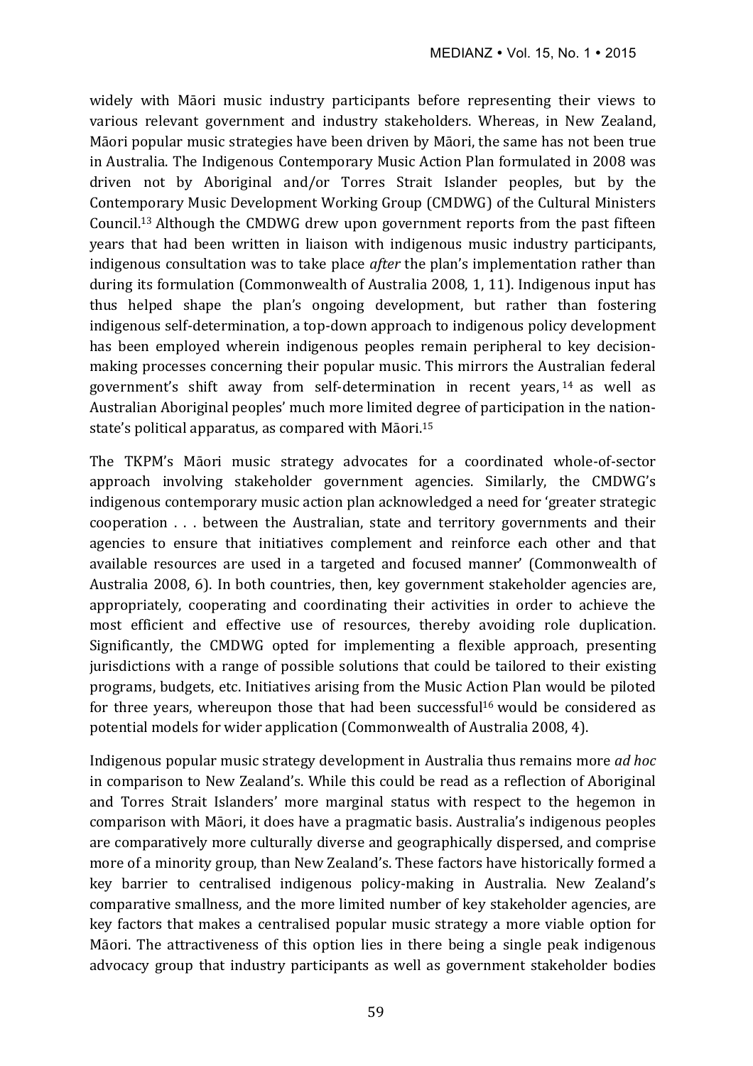widely with Māori music industry participants before representing their views to various relevant government and industry stakeholders. Whereas, in New Zealand, Māori popular music strategies have been driven by Māori, the same has not been true in Australia. The Indigenous Contemporary Music Action Plan formulated in 2008 was driven not by Aboriginal and/or Torres Strait Islander peoples, but by the Contemporary Music Development Working Group (CMDWG) of the Cultural Ministers Council.[13] Although the CMDWG drew upon government reports from the past fifteen years that had been written in liaison with indigenous music industry participants, indigenous consultation was to take place *after* the plan's implementation rather than during its formulation (Commonwealth of Australia 2008, 1, 11). Indigenous input has thus helped shape the plan's ongoing development, but rather than fostering indigenous self-determination, a top-down approach to indigenous policy development has been employed wherein indigenous peoples remain peripheral to key decision-making processes concerning their popular music. This mirrors the Australian federal government's shift away from self-determination in recent years,[14] as well as Australian Aboriginal peoples' much more limited degree of participation in the nation-state's political apparatus, as compared with Māori.[15]

The TKPM's Māori music strategy advocates for a coordinated whole-of-sector approach involving stakeholder government agencies. Similarly, the CMDWG's indigenous contemporary music action plan acknowledged a need for 'greater strategic cooperation . . . between the Australian, state and territory governments and their agencies to ensure that initiatives complement and reinforce each other and that available resources are used in a targeted and focused manner' (Commonwealth of Australia 2008, 6). In both countries, then, key government stakeholder agencies are, appropriately, cooperating and coordinating their activities in order to achieve the most efficient and effective use of resources, thereby avoiding role duplication. Significantly, the CMDWG opted for implementing a flexible approach, presenting jurisdictions with a range of possible solutions that could be tailored to their existing programs, budgets, etc. Initiatives arising from the Music Action Plan would be piloted for three years, whereupon those that had been successful[16] would be considered as potential models for wider application (Commonwealth of Australia 2008, 4).

Indigenous popular music strategy development in Australia thus remains more *ad hoc* in comparison to New Zealand's. While this could be read as a reflection of Aboriginal and Torres Strait Islanders' more marginal status with respect to the hegemon in comparison with Māori, it does have a pragmatic basis. Australia's indigenous peoples are comparatively more culturally diverse and geographically dispersed, and comprise more of a minority group, than New Zealand's. These factors have historically formed a key barrier to centralised indigenous policy-making in Australia. New Zealand's comparative smallness, and the more limited number of key stakeholder agencies, are key factors that makes a centralised popular music strategy a more viable option for Māori. The attractiveness of this option lies in there being a single peak indigenous advocacy group that industry participants as well as government stakeholder bodies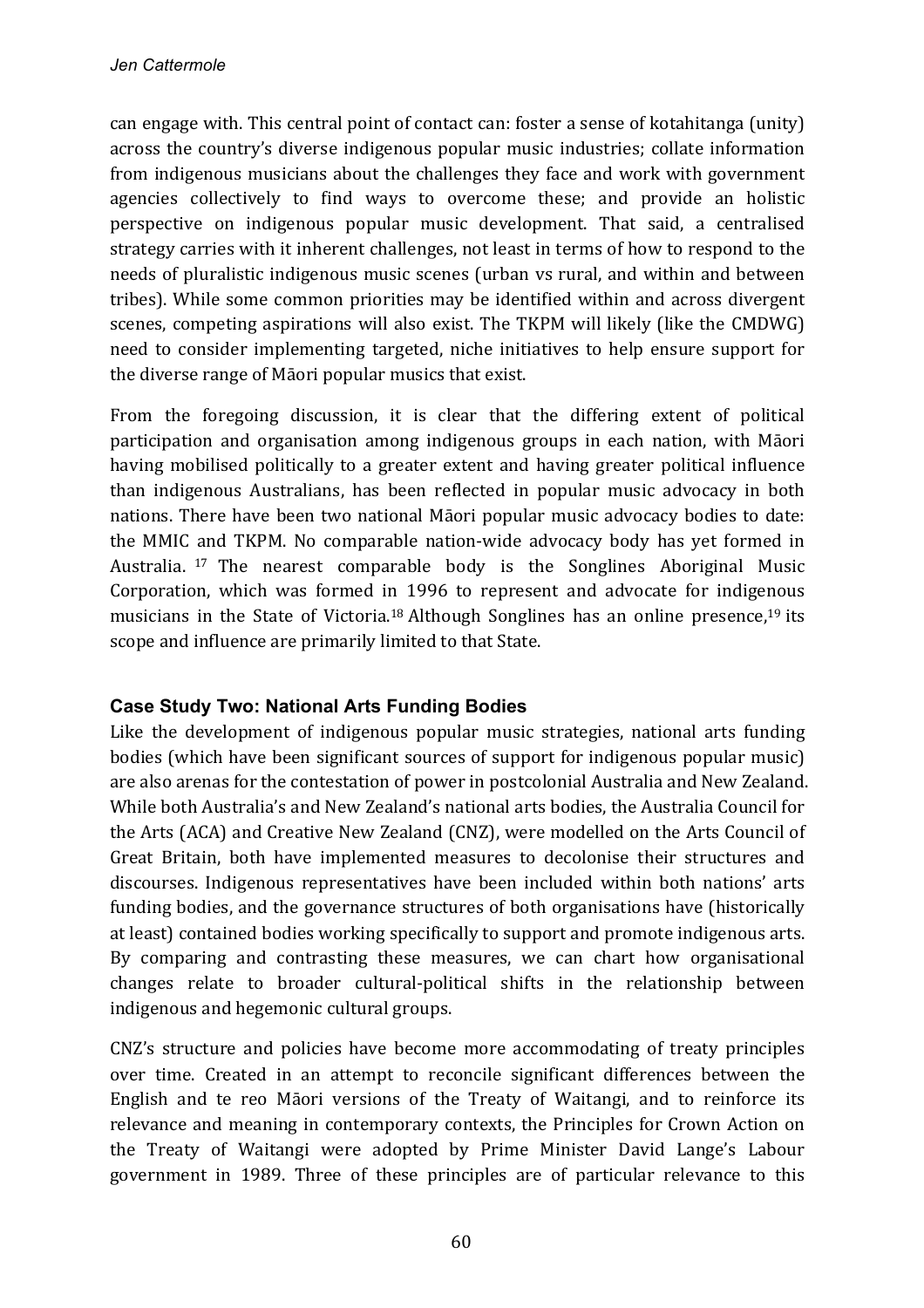can engage with. This central point of contact can: foster a sense of kotahitanga (unity) across the country's diverse indigenous popular music industries; collate information from indigenous musicians about the challenges they face and work with government agencies collectively to find ways to overcome these; and provide an holistic perspective on indigenous popular music development. That said, a centralised strategy carries with it inherent challenges, not least in terms of how to respond to the needs of pluralistic indigenous music scenes (urban vs rural, and within and between tribes). While some common priorities may be identified within and across divergent scenes, competing aspirations will also exist. The TKPM will likely (like the CMDWG) need to consider implementing targeted, niche initiatives to help ensure support for the diverse range of Māori popular musics that exist.

From the foregoing discussion, it is clear that the differing extent of political participation and organisation among indigenous groups in each nation, with Māori having mobilised politically to a greater extent and having greater political influence than indigenous Australians, has been reflected in popular music advocacy in both nations. There have been two national Māori popular music advocacy bodies to date: the MMIC and TKPM. No comparable nation-wide advocacy body has yet formed in Australia. [17] The nearest comparable body is the Songlines Aboriginal Music Corporation, which was formed in 1996 to represent and advocate for indigenous musicians in the State of Victoria.[18] Although Songlines has an online presence,[19] its scope and influence are primarily limited to that State.

### Case Study Two: National Arts Funding Bodies

Like the development of indigenous popular music strategies, national arts funding bodies (which have been significant sources of support for indigenous popular music) are also arenas for the contestation of power in postcolonial Australia and New Zealand. While both Australia's and New Zealand's national arts bodies, the Australia Council for the Arts (ACA) and Creative New Zealand (CNZ), were modelled on the Arts Council of Great Britain, both have implemented measures to decolonise their structures and discourses. Indigenous representatives have been included within both nations' arts funding bodies, and the governance structures of both organisations have (historically at least) contained bodies working specifically to support and promote indigenous arts. By comparing and contrasting these measures, we can chart how organisational changes relate to broader cultural-political shifts in the relationship between indigenous and hegemonic cultural groups.

CNZ's structure and policies have become more accommodating of treaty principles over time. Created in an attempt to reconcile significant differences between the English and te reo Māori versions of the Treaty of Waitangi, and to reinforce its relevance and meaning in contemporary contexts, the Principles for Crown Action on the Treaty of Waitangi were adopted by Prime Minister David Lange's Labour government in 1989. Three of these principles are of particular relevance to this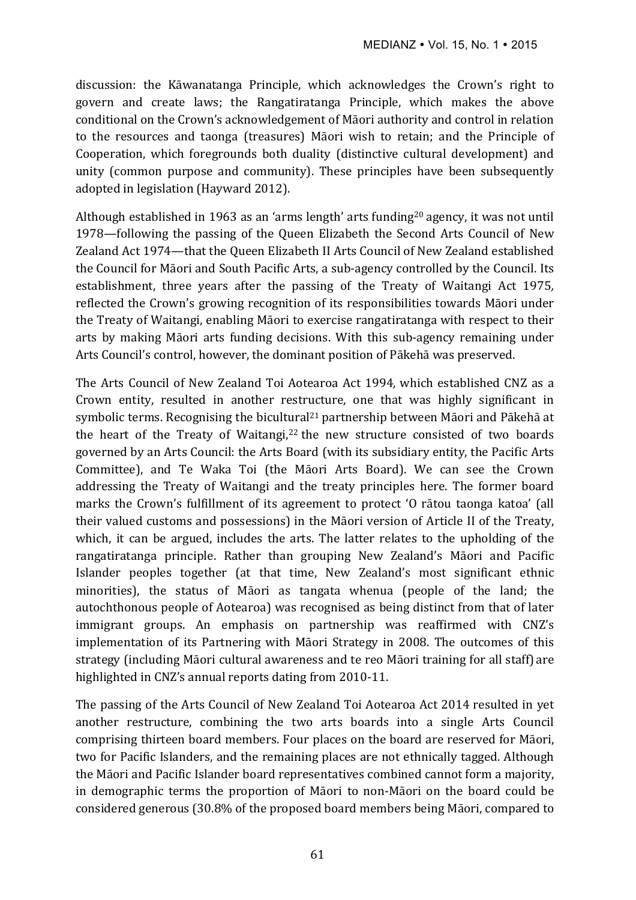discussion: the Kāwanatanga Principle, which acknowledges the Crown's right to govern and create laws; the Rangatiratanga Principle, which makes the above conditional on the Crown's acknowledgement of Māori authority and control in relation to the resources and taonga (treasures) Māori wish to retain; and the Principle of Cooperation, which foregrounds both duality (distinctive cultural development) and unity (common purpose and community). These principles have been subsequently adopted in legislation (Hayward 2012).

Although established in 1963 as an 'arms length' arts funding[20] agency, it was not until 1978—following the passing of the Queen Elizabeth the Second Arts Council of New Zealand Act 1974—that the Queen Elizabeth II Arts Council of New Zealand established the Council for Māori and South Pacific Arts, a sub-agency controlled by the Council. Its establishment, three years after the passing of the Treaty of Waitangi Act 1975, reflected the Crown's growing recognition of its responsibilities towards Māori under the Treaty of Waitangi, enabling Māori to exercise rangatiratanga with respect to their arts by making Māori arts funding decisions. With this sub-agency remaining under Arts Council's control, however, the dominant position of Pākehā was preserved.

The Arts Council of New Zealand Toi Aotearoa Act 1994, which established CNZ as a Crown entity, resulted in another restructure, one that was highly significant in symbolic terms. Recognising the bicultural[21] partnership between Māori and Pākehā at the heart of the Treaty of Waitangi,[22] the new structure consisted of two boards governed by an Arts Council: the Arts Board (with its subsidiary entity, the Pacific Arts Committee), and Te Waka Toi (the Māori Arts Board). We can see the Crown addressing the Treaty of Waitangi and the treaty principles here. The former board marks the Crown's fulfillment of its agreement to protect 'O rātou taonga katoa' (all their valued customs and possessions) in the Māori version of Article II of the Treaty, which, it can be argued, includes the arts. The latter relates to the upholding of the rangatiratanga principle. Rather than grouping New Zealand's Māori and Pacific Islander peoples together (at that time, New Zealand's most significant ethnic minorities), the status of Māori as tangata whenua (people of the land; the autochthonous people of Aotearoa) was recognised as being distinct from that of later immigrant groups. An emphasis on partnership was reaffirmed with CNZ's implementation of its Partnering with Māori Strategy in 2008. The outcomes of this strategy (including Māori cultural awareness and te reo Māori training for all staff) are highlighted in CNZ's annual reports dating from 2010-11.

The passing of the Arts Council of New Zealand Toi Aotearoa Act 2014 resulted in yet another restructure, combining the two arts boards into a single Arts Council comprising thirteen board members. Four places on the board are reserved for Māori, two for Pacific Islanders, and the remaining places are not ethnically tagged. Although the Māori and Pacific Islander board representatives combined cannot form a majority, in demographic terms the proportion of Māori to non-Māori on the board could be considered generous (30.8% of the proposed board members being Māori, compared to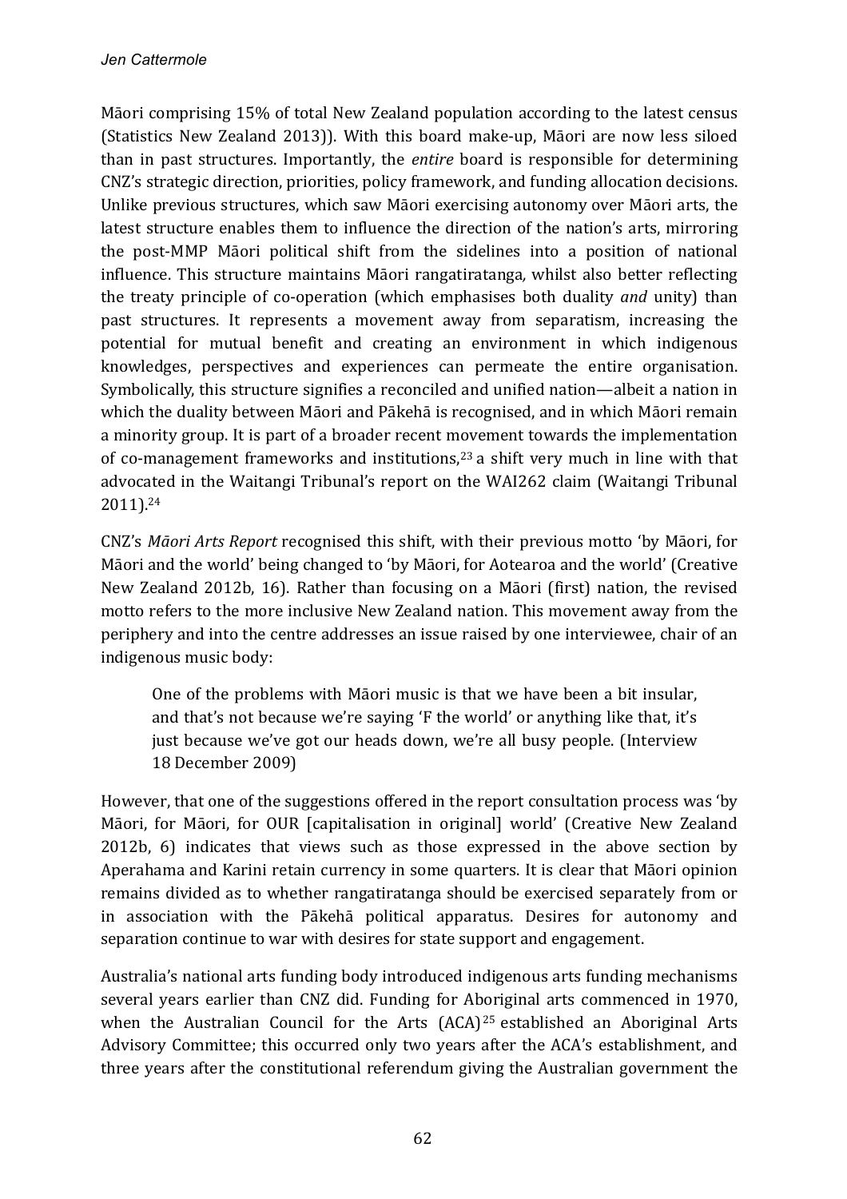Māori comprising 15% of total New Zealand population according to the latest census (Statistics New Zealand 2013)). With this board make-up, Māori are now less siloed than in past structures. Importantly, the *entire* board is responsible for determining CNZ's strategic direction, priorities, policy framework, and funding allocation decisions. Unlike previous structures, which saw Māori exercising autonomy over Māori arts, the latest structure enables them to influence the direction of the nation's arts, mirroring the post-MMP Māori political shift from the sidelines into a position of national influence. This structure maintains Māori rangatiratanga, whilst also better reflecting the treaty principle of co-operation (which emphasises both duality *and* unity) than past structures. It represents a movement away from separatism, increasing the potential for mutual benefit and creating an environment in which indigenous knowledges, perspectives and experiences can permeate the entire organisation. Symbolically, this structure signifies a reconciled and unified nation—albeit a nation in which the duality between Māori and Pākehā is recognised, and in which Māori remain a minority group. It is part of a broader recent movement towards the implementation of co-management frameworks and institutions,[23] a shift very much in line with that advocated in the Waitangi Tribunal's report on the WAI262 claim (Waitangi Tribunal 2011).[24]

CNZ's *Māori Arts Report* recognised this shift, with their previous motto 'by Māori, for Māori and the world' being changed to 'by Māori, for Aotearoa and the world' (Creative New Zealand 2012b, 16). Rather than focusing on a Māori (first) nation, the revised motto refers to the more inclusive New Zealand nation. This movement away from the periphery and into the centre addresses an issue raised by one interviewee, chair of an indigenous music body:

> One of the problems with Māori music is that we have been a bit insular, and that's not because we're saying 'F the world' or anything like that, it's just because we've got our heads down, we're all busy people. (Interview 18 December 2009)

However, that one of the suggestions offered in the report consultation process was 'by Māori, for Māori, for OUR [capitalisation in original] world' (Creative New Zealand 2012b, 6) indicates that views such as those expressed in the above section by Aperahama and Karini retain currency in some quarters. It is clear that Māori opinion remains divided as to whether rangatiratanga should be exercised separately from or in association with the Pākehā political apparatus. Desires for autonomy and separation continue to war with desires for state support and engagement.

Australia's national arts funding body introduced indigenous arts funding mechanisms several years earlier than CNZ did. Funding for Aboriginal arts commenced in 1970, when the Australian Council for the Arts (ACA)[25] established an Aboriginal Arts Advisory Committee; this occurred only two years after the ACA's establishment, and three years after the constitutional referendum giving the Australian government the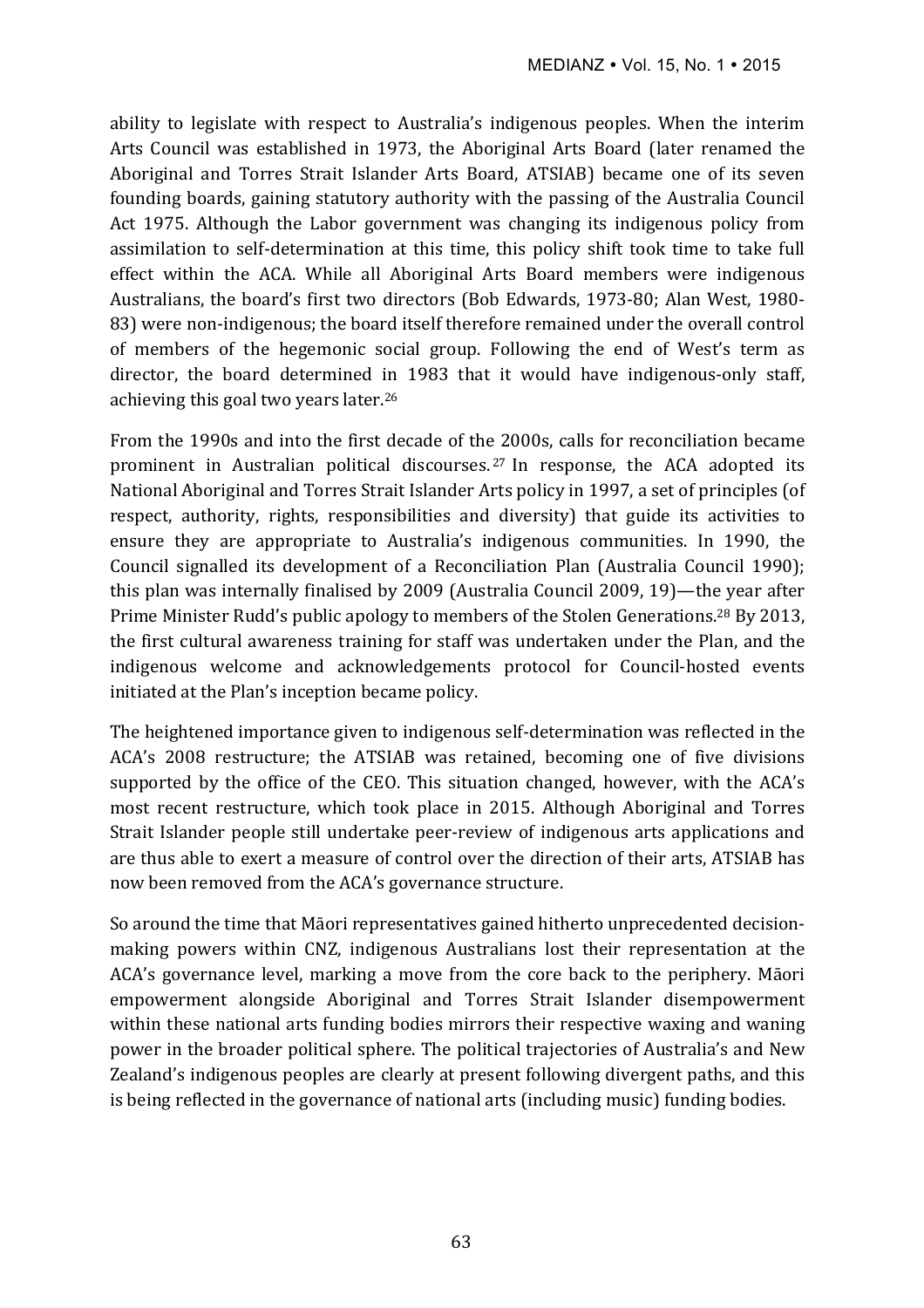ability to legislate with respect to Australia's indigenous peoples. When the interim Arts Council was established in 1973, the Aboriginal Arts Board (later renamed the Aboriginal and Torres Strait Islander Arts Board, ATSIAB) became one of its seven founding boards, gaining statutory authority with the passing of the Australia Council Act 1975. Although the Labor government was changing its indigenous policy from assimilation to self-determination at this time, this policy shift took time to take full effect within the ACA. While all Aboriginal Arts Board members were indigenous Australians, the board's first two directors (Bob Edwards, 1973-80; Alan West, 1980-83) were non-indigenous; the board itself therefore remained under the overall control of members of the hegemonic social group. Following the end of West's term as director, the board determined in 1983 that it would have indigenous-only staff, achieving this goal two years later.[26]

From the 1990s and into the first decade of the 2000s, calls for reconciliation became prominent in Australian political discourses.[27] In response, the ACA adopted its National Aboriginal and Torres Strait Islander Arts policy in 1997, a set of principles (of respect, authority, rights, responsibilities and diversity) that guide its activities to ensure they are appropriate to Australia's indigenous communities. In 1990, the Council signalled its development of a Reconciliation Plan (Australia Council 1990); this plan was internally finalised by 2009 (Australia Council 2009, 19)—the year after Prime Minister Rudd's public apology to members of the Stolen Generations.[28] By 2013, the first cultural awareness training for staff was undertaken under the Plan, and the indigenous welcome and acknowledgements protocol for Council-hosted events initiated at the Plan's inception became policy.

The heightened importance given to indigenous self-determination was reflected in the ACA's 2008 restructure; the ATSIAB was retained, becoming one of five divisions supported by the office of the CEO. This situation changed, however, with the ACA's most recent restructure, which took place in 2015. Although Aboriginal and Torres Strait Islander people still undertake peer-review of indigenous arts applications and are thus able to exert a measure of control over the direction of their arts, ATSIAB has now been removed from the ACA's governance structure.

So around the time that Māori representatives gained hitherto unprecedented decision-making powers within CNZ, indigenous Australians lost their representation at the ACA's governance level, marking a move from the core back to the periphery. Māori empowerment alongside Aboriginal and Torres Strait Islander disempowerment within these national arts funding bodies mirrors their respective waxing and waning power in the broader political sphere. The political trajectories of Australia's and New Zealand's indigenous peoples are clearly at present following divergent paths, and this is being reflected in the governance of national arts (including music) funding bodies.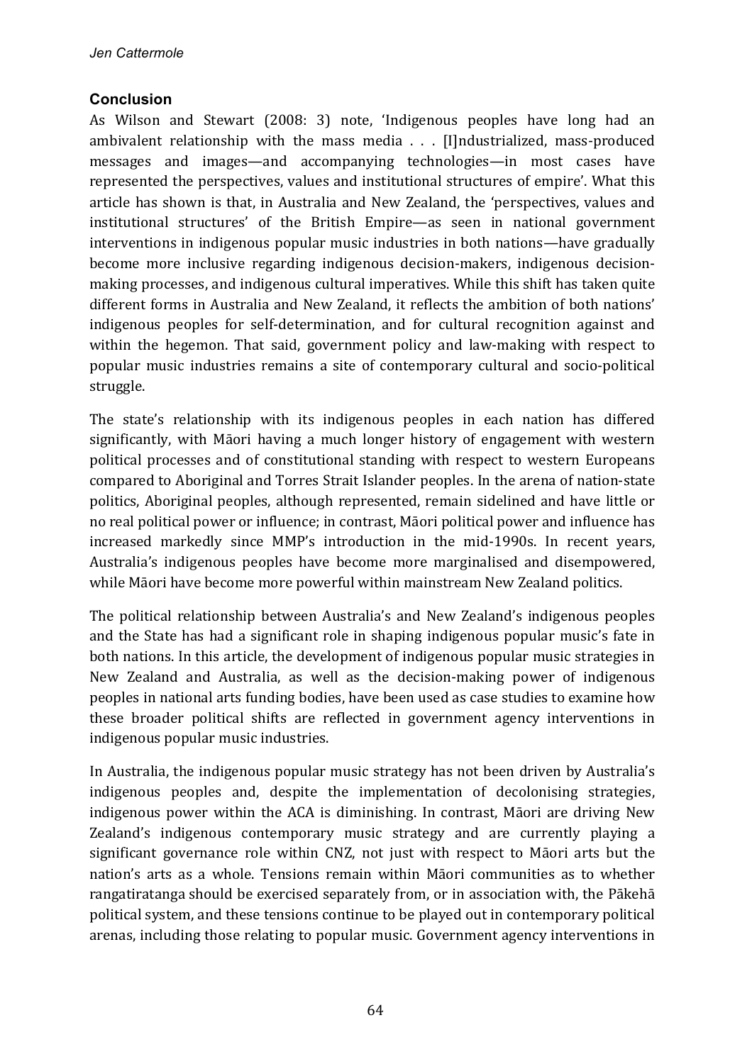## Conclusion

As Wilson and Stewart (2008: 3) note, 'Indigenous peoples have long had an ambivalent relationship with the mass media . . . [I]ndustrialized, mass-produced messages and images—and accompanying technologies—in most cases have represented the perspectives, values and institutional structures of empire'. What this article has shown is that, in Australia and New Zealand, the 'perspectives, values and institutional structures' of the British Empire—as seen in national government interventions in indigenous popular music industries in both nations—have gradually become more inclusive regarding indigenous decision-makers, indigenous decision-making processes, and indigenous cultural imperatives. While this shift has taken quite different forms in Australia and New Zealand, it reflects the ambition of both nations' indigenous peoples for self-determination, and for cultural recognition against and within the hegemon. That said, government policy and law-making with respect to popular music industries remains a site of contemporary cultural and socio-political struggle.

The state's relationship with its indigenous peoples in each nation has differed significantly, with Māori having a much longer history of engagement with western political processes and of constitutional standing with respect to western Europeans compared to Aboriginal and Torres Strait Islander peoples. In the arena of nation-state politics, Aboriginal peoples, although represented, remain sidelined and have little or no real political power or influence; in contrast, Māori political power and influence has increased markedly since MMP's introduction in the mid-1990s. In recent years, Australia's indigenous peoples have become more marginalised and disempowered, while Māori have become more powerful within mainstream New Zealand politics.

The political relationship between Australia's and New Zealand's indigenous peoples and the State has had a significant role in shaping indigenous popular music's fate in both nations. In this article, the development of indigenous popular music strategies in New Zealand and Australia, as well as the decision-making power of indigenous peoples in national arts funding bodies, have been used as case studies to examine how these broader political shifts are reflected in government agency interventions in indigenous popular music industries.

In Australia, the indigenous popular music strategy has not been driven by Australia's indigenous peoples and, despite the implementation of decolonising strategies, indigenous power within the ACA is diminishing. In contrast, Māori are driving New Zealand's indigenous contemporary music strategy and are currently playing a significant governance role within CNZ, not just with respect to Māori arts but the nation's arts as a whole. Tensions remain within Māori communities as to whether rangatiratanga should be exercised separately from, or in association with, the Pākehā political system, and these tensions continue to be played out in contemporary political arenas, including those relating to popular music. Government agency interventions in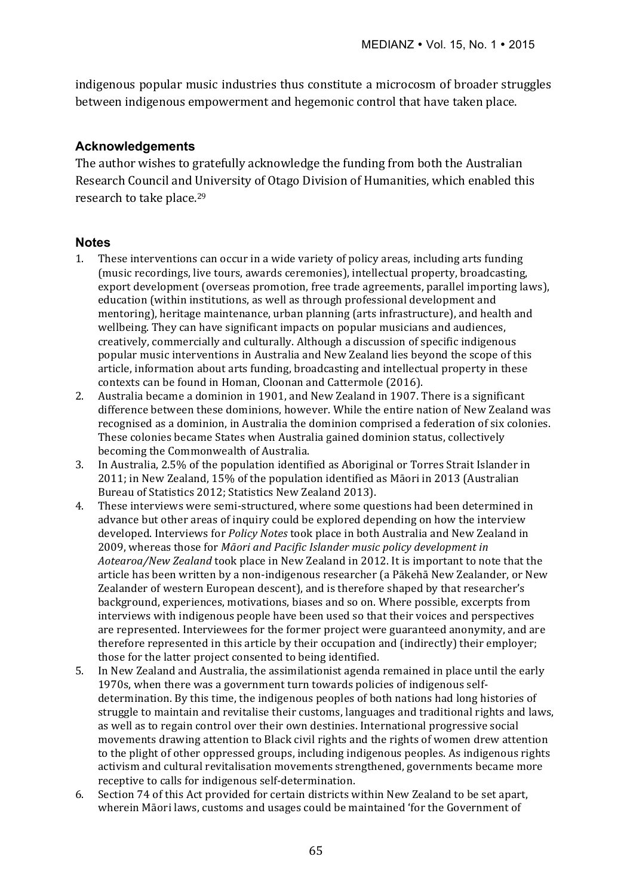indigenous popular music industries thus constitute a microcosm of broader struggles between indigenous empowerment and hegemonic control that have taken place.

### Acknowledgements

The author wishes to gratefully acknowledge the funding from both the Australian Research Council and University of Otago Division of Humanities, which enabled this research to take place.[29]

### Notes

1. These interventions can occur in a wide variety of policy areas, including arts funding (music recordings, live tours, awards ceremonies), intellectual property, broadcasting, export development (overseas promotion, free trade agreements, parallel importing laws), education (within institutions, as well as through professional development and mentoring), heritage maintenance, urban planning (arts infrastructure), and health and wellbeing. They can have significant impacts on popular musicians and audiences, creatively, commercially and culturally. Although a discussion of specific indigenous popular music interventions in Australia and New Zealand lies beyond the scope of this article, information about arts funding, broadcasting and intellectual property in these contexts can be found in Homan, Cloonan and Cattermole (2016).
2. Australia became a dominion in 1901, and New Zealand in 1907. There is a significant difference between these dominions, however. While the entire nation of New Zealand was recognised as a dominion, in Australia the dominion comprised a federation of six colonies. These colonies became States when Australia gained dominion status, collectively becoming the Commonwealth of Australia.
3. In Australia, 2.5% of the population identified as Aboriginal or Torres Strait Islander in 2011; in New Zealand, 15% of the population identified as Māori in 2013 (Australian Bureau of Statistics 2012; Statistics New Zealand 2013).
4. These interviews were semi-structured, where some questions had been determined in advance but other areas of inquiry could be explored depending on how the interview developed. Interviews for *Policy Notes* took place in both Australia and New Zealand in 2009, whereas those for *Māori and Pacific Islander music policy development in Aotearoa/New Zealand* took place in New Zealand in 2012. It is important to note that the article has been written by a non-indigenous researcher (a Pākehā New Zealander, or New Zealander of western European descent), and is therefore shaped by that researcher's background, experiences, motivations, biases and so on. Where possible, excerpts from interviews with indigenous people have been used so that their voices and perspectives are represented. Interviewees for the former project were guaranteed anonymity, and are therefore represented in this article by their occupation and (indirectly) their employer; those for the latter project consented to being identified.
5. In New Zealand and Australia, the assimilationist agenda remained in place until the early 1970s, when there was a government turn towards policies of indigenous self-determination. By this time, the indigenous peoples of both nations had long histories of struggle to maintain and revitalise their customs, languages and traditional rights and laws, as well as to regain control over their own destinies. International progressive social movements drawing attention to Black civil rights and the rights of women drew attention to the plight of other oppressed groups, including indigenous peoples. As indigenous rights activism and cultural revitalisation movements strengthened, governments became more receptive to calls for indigenous self-determination.
6. Section 74 of this Act provided for certain districts within New Zealand to be set apart, wherein Māori laws, customs and usages could be maintained 'for the Government of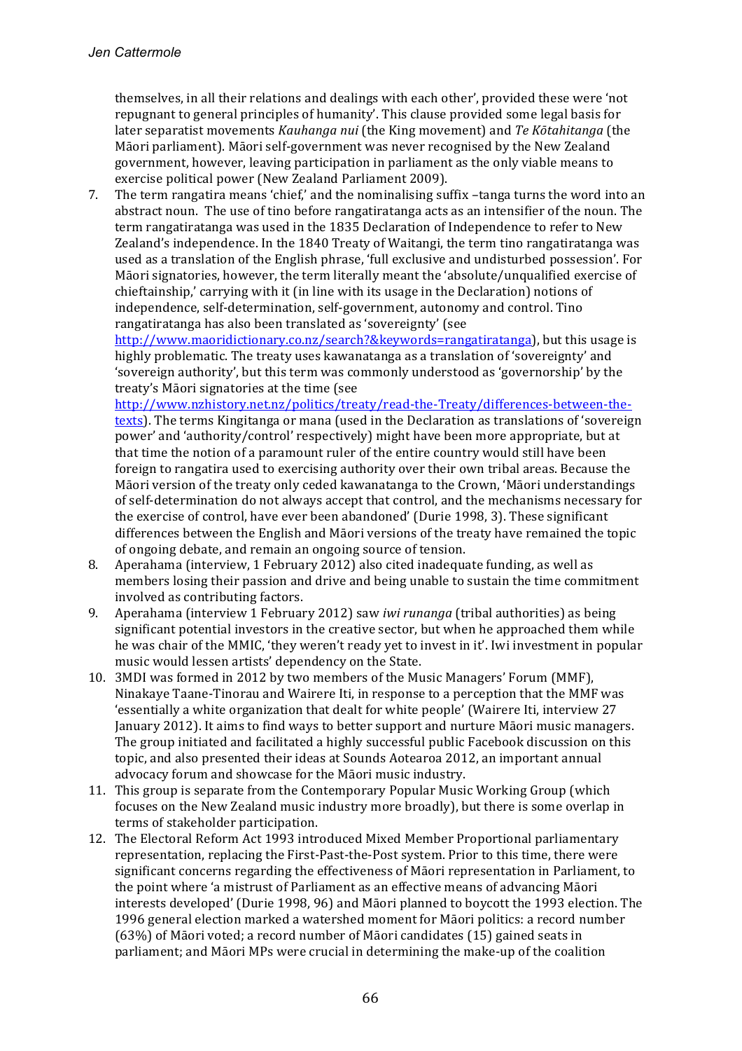themselves, in all their relations and dealings with each other', provided these were 'not repugnant to general principles of humanity'. This clause provided some legal basis for later separatist movements *Kauhanga nui* (the King movement) and *Te Kōtahitanga* (the Māori parliament). Māori self-government was never recognised by the New Zealand government, however, leaving participation in parliament as the only viable means to exercise political power (New Zealand Parliament 2009).

7. The term rangatira means 'chief,' and the nominalising suffix –tanga turns the word into an abstract noun. The use of tino before rangatiratanga acts as an intensifier of the noun. The term rangatiratanga was used in the 1835 Declaration of Independence to refer to New Zealand's independence. In the 1840 Treaty of Waitangi, the term tino rangatiratanga was used as a translation of the English phrase, 'full exclusive and undisturbed possession'. For Māori signatories, however, the term literally meant the 'absolute/unqualified exercise of chieftainship,' carrying with it (in line with its usage in the Declaration) notions of independence, self-determination, self-government, autonomy and control. Tino rangatiratanga has also been translated as 'sovereignty' (see http://www.maoridictionary.co.nz/search?&keywords=rangatiratanga), but this usage is highly problematic. The treaty uses kawanatanga as a translation of 'sovereignty' and 'sovereign authority', but this term was commonly understood as 'governorship' by the treaty's Māori signatories at the time (see http://www.nzhistory.net.nz/politics/treaty/read-the-Treaty/differences-between-the-texts). The terms Kingitanga or mana (used in the Declaration as translations of 'sovereign power' and 'authority/control' respectively) might have been more appropriate, but at that time the notion of a paramount ruler of the entire country would still have been foreign to rangatira used to exercising authority over their own tribal areas. Because the Māori version of the treaty only ceded kawanatanga to the Crown, 'Māori understandings of self-determination do not always accept that control, and the mechanisms necessary for the exercise of control, have ever been abandoned' (Durie 1998, 3). These significant differences between the English and Māori versions of the treaty have remained the topic of ongoing debate, and remain an ongoing source of tension.
8. Aperahama (interview, 1 February 2012) also cited inadequate funding, as well as members losing their passion and drive and being unable to sustain the time commitment involved as contributing factors.
9. Aperahama (interview 1 February 2012) saw *iwi runanga* (tribal authorities) as being significant potential investors in the creative sector, but when he approached them while he was chair of the MMIC, 'they weren't ready yet to invest in it'. Iwi investment in popular music would lessen artists' dependency on the State.
10. 3MDI was formed in 2012 by two members of the Music Managers' Forum (MMF), Ninakaye Taane-Tinorau and Wairere Iti, in response to a perception that the MMF was 'essentially a white organization that dealt for white people' (Wairere Iti, interview 27 January 2012). It aims to find ways to better support and nurture Māori music managers. The group initiated and facilitated a highly successful public Facebook discussion on this topic, and also presented their ideas at Sounds Aotearoa 2012, an important annual advocacy forum and showcase for the Māori music industry.
11. This group is separate from the Contemporary Popular Music Working Group (which focuses on the New Zealand music industry more broadly), but there is some overlap in terms of stakeholder participation.
12. The Electoral Reform Act 1993 introduced Mixed Member Proportional parliamentary representation, replacing the First-Past-the-Post system. Prior to this time, there were significant concerns regarding the effectiveness of Māori representation in Parliament, to the point where 'a mistrust of Parliament as an effective means of advancing Māori interests developed' (Durie 1998, 96) and Māori planned to boycott the 1993 election. The 1996 general election marked a watershed moment for Māori politics: a record number (63%) of Māori voted; a record number of Māori candidates (15) gained seats in parliament; and Māori MPs were crucial in determining the make-up of the coalition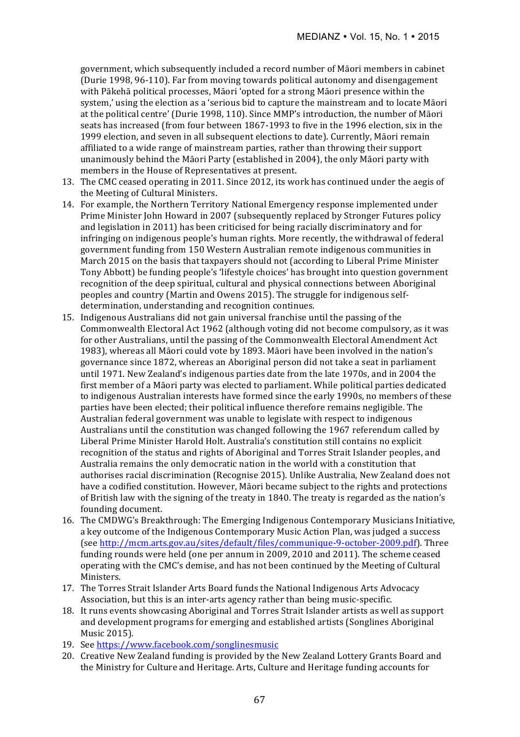government, which subsequently included a record number of Māori members in cabinet (Durie 1998, 96-110). Far from moving towards political autonomy and disengagement with Pākehā political processes, Māori 'opted for a strong Māori presence within the system,' using the election as a 'serious bid to capture the mainstream and to locate Māori at the political centre' (Durie 1998, 110). Since MMP's introduction, the number of Māori seats has increased (from four between 1867-1993 to five in the 1996 election, six in the 1999 election, and seven in all subsequent elections to date). Currently, Māori remain affiliated to a wide range of mainstream parties, rather than throwing their support unanimously behind the Māori Party (established in 2004), the only Māori party with members in the House of Representatives at present.

13. The CMC ceased operating in 2011. Since 2012, its work has continued under the aegis of the Meeting of Cultural Ministers.
14. For example, the Northern Territory National Emergency response implemented under Prime Minister John Howard in 2007 (subsequently replaced by Stronger Futures policy and legislation in 2011) has been criticised for being racially discriminatory and for infringing on indigenous people's human rights. More recently, the withdrawal of federal government funding from 150 Western Australian remote indigenous communities in March 2015 on the basis that taxpayers should not (according to Liberal Prime Minister Tony Abbott) be funding people's 'lifestyle choices' has brought into question government recognition of the deep spiritual, cultural and physical connections between Aboriginal peoples and country (Martin and Owens 2015). The struggle for indigenous self-determination, understanding and recognition continues.
15. Indigenous Australians did not gain universal franchise until the passing of the Commonwealth Electoral Act 1962 (although voting did not become compulsory, as it was for other Australians, until the passing of the Commonwealth Electoral Amendment Act 1983), whereas all Māori could vote by 1893. Māori have been involved in the nation's governance since 1872, whereas an Aboriginal person did not take a seat in parliament until 1971. New Zealand's indigenous parties date from the late 1970s, and in 2004 the first member of a Māori party was elected to parliament. While political parties dedicated to indigenous Australian interests have formed since the early 1990s, no members of these parties have been elected; their political influence therefore remains negligible. The Australian federal government was unable to legislate with respect to indigenous Australians until the constitution was changed following the 1967 referendum called by Liberal Prime Minister Harold Holt. Australia's constitution still contains no explicit recognition of the status and rights of Aboriginal and Torres Strait Islander peoples, and Australia remains the only democratic nation in the world with a constitution that authorises racial discrimination (Recognise 2015). Unlike Australia, New Zealand does not have a codified constitution. However, Māori became subject to the rights and protections of British law with the signing of the treaty in 1840. The treaty is regarded as the nation's founding document.
16. The CMDWG's Breakthrough: The Emerging Indigenous Contemporary Musicians Initiative, a key outcome of the Indigenous Contemporary Music Action Plan, was judged a success (see http://mcm.arts.gov.au/sites/default/files/communique-9-october-2009.pdf). Three funding rounds were held (one per annum in 2009, 2010 and 2011). The scheme ceased operating with the CMC's demise, and has not been continued by the Meeting of Cultural Ministers.
17. The Torres Strait Islander Arts Board funds the National Indigenous Arts Advocacy Association, but this is an inter-arts agency rather than being music-specific.
18. It runs events showcasing Aboriginal and Torres Strait Islander artists as well as support and development programs for emerging and established artists (Songlines Aboriginal Music 2015).
19. See https://www.facebook.com/songlinesmusic
20. Creative New Zealand funding is provided by the New Zealand Lottery Grants Board and the Ministry for Culture and Heritage. Arts, Culture and Heritage funding accounts for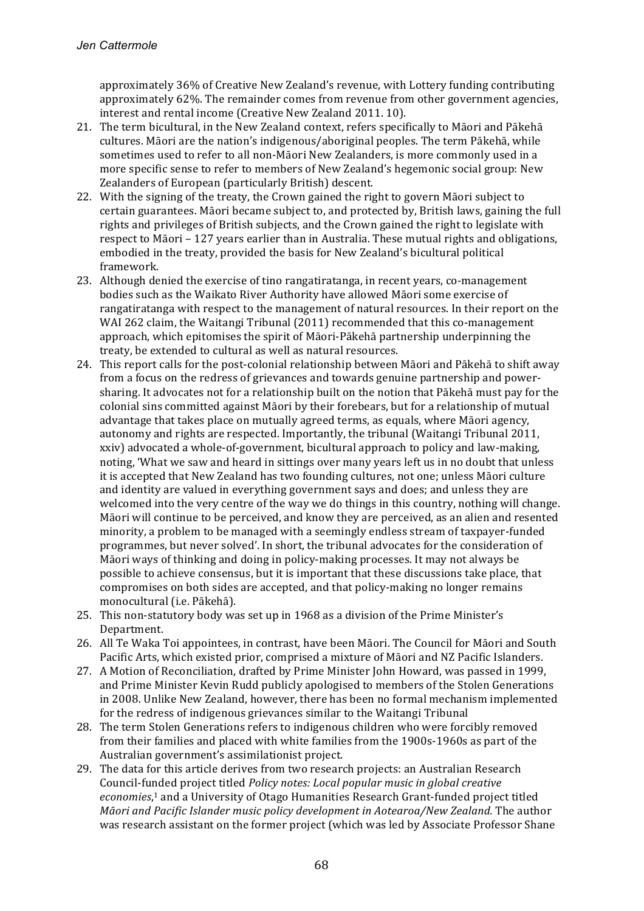approximately 36% of Creative New Zealand's revenue, with Lottery funding contributing approximately 62%. The remainder comes from revenue from other government agencies, interest and rental income (Creative New Zealand 2011. 10).

21. The term bicultural, in the New Zealand context, refers specifically to Māori and Pākehā cultures. Māori are the nation's indigenous/aboriginal peoples. The term Pākehā, while sometimes used to refer to all non-Māori New Zealanders, is more commonly used in a more specific sense to refer to members of New Zealand's hegemonic social group: New Zealanders of European (particularly British) descent.
22. With the signing of the treaty, the Crown gained the right to govern Māori subject to certain guarantees. Māori became subject to, and protected by, British laws, gaining the full rights and privileges of British subjects, and the Crown gained the right to legislate with respect to Māori – 127 years earlier than in Australia. These mutual rights and obligations, embodied in the treaty, provided the basis for New Zealand's bicultural political framework.
23. Although denied the exercise of tino rangatiratanga, in recent years, co-management bodies such as the Waikato River Authority have allowed Māori some exercise of rangatiratanga with respect to the management of natural resources. In their report on the WAI 262 claim, the Waitangi Tribunal (2011) recommended that this co-management approach, which epitomises the spirit of Māori-Pākehā partnership underpinning the treaty, be extended to cultural as well as natural resources.
24. This report calls for the post-colonial relationship between Māori and Pākehā to shift away from a focus on the redress of grievances and towards genuine partnership and power-sharing. It advocates not for a relationship built on the notion that Pākehā must pay for the colonial sins committed against Māori by their forebears, but for a relationship of mutual advantage that takes place on mutually agreed terms, as equals, where Māori agency, autonomy and rights are respected. Importantly, the tribunal (Waitangi Tribunal 2011, xxiv) advocated a whole-of-government, bicultural approach to policy and law-making, noting, 'What we saw and heard in sittings over many years left us in no doubt that unless it is accepted that New Zealand has two founding cultures, not one; unless Māori culture and identity are valued in everything government says and does; and unless they are welcomed into the very centre of the way we do things in this country, nothing will change. Māori will continue to be perceived, and know they are perceived, as an alien and resented minority, a problem to be managed with a seemingly endless stream of taxpayer-funded programmes, but never solved'. In short, the tribunal advocates for the consideration of Māori ways of thinking and doing in policy-making processes. It may not always be possible to achieve consensus, but it is important that these discussions take place, that compromises on both sides are accepted, and that policy-making no longer remains monocultural (i.e. Pākehā).
25. This non-statutory body was set up in 1968 as a division of the Prime Minister's Department.
26. All Te Waka Toi appointees, in contrast, have been Māori. The Council for Māori and South Pacific Arts, which existed prior, comprised a mixture of Māori and NZ Pacific Islanders.
27. A Motion of Reconciliation, drafted by Prime Minister John Howard, was passed in 1999, and Prime Minister Kevin Rudd publicly apologised to members of the Stolen Generations in 2008. Unlike New Zealand, however, there has been no formal mechanism implemented for the redress of indigenous grievances similar to the Waitangi Tribunal
28. The term Stolen Generations refers to indigenous children who were forcibly removed from their families and placed with white families from the 1900s-1960s as part of the Australian government's assimilationist project.
29. The data for this article derives from two research projects: an Australian Research Council-funded project titled *Policy notes: Local popular music in global creative economies*,[1] and a University of Otago Humanities Research Grant-funded project titled *Māori and Pacific Islander music policy development in Aotearoa/New Zealand.* The author was research assistant on the former project (which was led by Associate Professor Shane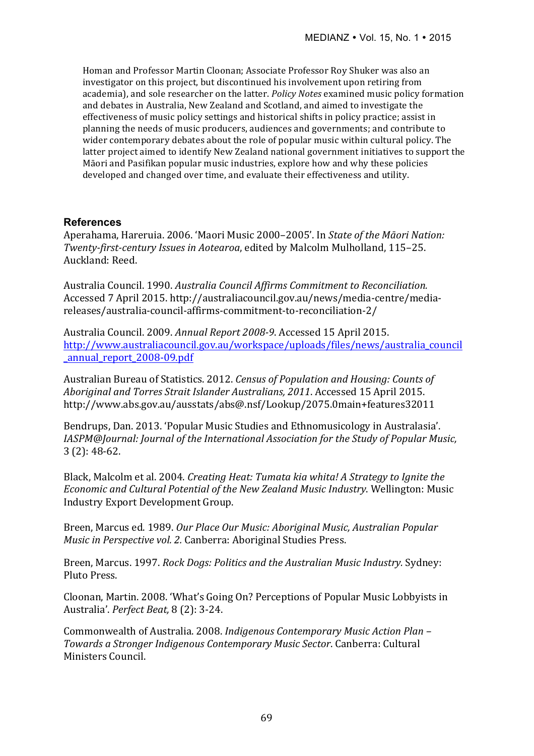Homan and Professor Martin Cloonan; Associate Professor Roy Shuker was also an investigator on this project, but discontinued his involvement upon retiring from academia), and sole researcher on the latter. *Policy Notes* examined music policy formation and debates in Australia, New Zealand and Scotland, and aimed to investigate the effectiveness of music policy settings and historical shifts in policy practice; assist in planning the needs of music producers, audiences and governments; and contribute to wider contemporary debates about the role of popular music within cultural policy. The latter project aimed to identify New Zealand national government initiatives to support the Māori and Pasifikan popular music industries, explore how and why these policies developed and changed over time, and evaluate their effectiveness and utility.

## References

Aperahama, Hareruia. 2006. 'Maori Music 2000–2005'. In *State of the Māori Nation: Twenty-first-century Issues in Aotearoa*, edited by Malcolm Mulholland, 115–25. Auckland: Reed.

Australia Council. 1990. *Australia Council Affirms Commitment to Reconciliation.* Accessed 7 April 2015. http://australiacouncil.gov.au/news/media-centre/media-releases/australia-council-affirms-commitment-to-reconciliation-2/

Australia Council. 2009. *Annual Report 2008-9*. Accessed 15 April 2015. http://www.australiacouncil.gov.au/workspace/uploads/files/news/australia_council_annual_report_2008-09.pdf

Australian Bureau of Statistics. 2012. *Census of Population and Housing: Counts of Aboriginal and Torres Strait Islander Australians, 2011*. Accessed 15 April 2015. http://www.abs.gov.au/ausstats/abs@.nsf/Lookup/2075.0main+features32011

Bendrups, Dan. 2013. 'Popular Music Studies and Ethnomusicology in Australasia'. *IASPM@Journal: Journal of the International Association for the Study of Popular Music,* 3 (2): 48-62.

Black, Malcolm et al. 2004. *Creating Heat: Tumata kia whita! A Strategy to Ignite the Economic and Cultural Potential of the New Zealand Music Industry*. Wellington: Music Industry Export Development Group.

Breen, Marcus ed. 1989. *Our Place Our Music: Aboriginal Music, Australian Popular Music in Perspective vol. 2.* Canberra: Aboriginal Studies Press.

Breen, Marcus. 1997. *Rock Dogs: Politics and the Australian Music Industry.* Sydney: Pluto Press.

Cloonan, Martin. 2008. 'What's Going On? Perceptions of Popular Music Lobbyists in Australia'. *Perfect Beat,* 8 (2): 3-24.

Commonwealth of Australia. 2008. *Indigenous Contemporary Music Action Plan – Towards a Stronger Indigenous Contemporary Music Sector*. Canberra: Cultural Ministers Council.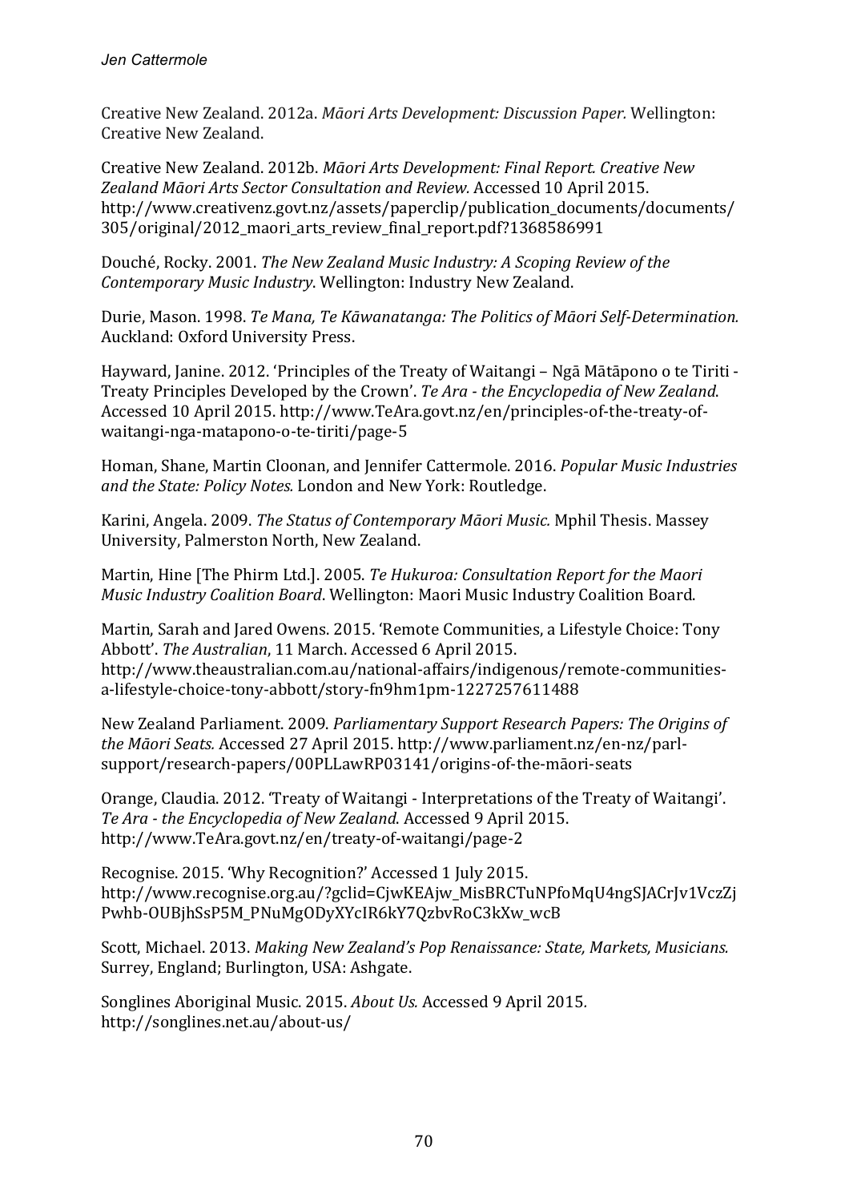Creative New Zealand. 2012a. *Māori Arts Development: Discussion Paper.* Wellington: Creative New Zealand.

Creative New Zealand. 2012b. *Māori Arts Development: Final Report. Creative New Zealand Māori Arts Sector Consultation and Review.* Accessed 10 April 2015. http://www.creativenz.govt.nz/assets/paperclip/publication_documents/documents/305/original/2012_maori_arts_review_final_report.pdf?1368586991

Douché, Rocky. 2001. *The New Zealand Music Industry: A Scoping Review of the Contemporary Music Industry*. Wellington: Industry New Zealand.

Durie, Mason. 1998. *Te Mana, Te Kāwanatanga: The Politics of Māori Self-Determination.* Auckland: Oxford University Press.

Hayward, Janine. 2012. 'Principles of the Treaty of Waitangi – Ngā Mātāpono o te Tiriti - Treaty Principles Developed by the Crown'. *Te Ara - the Encyclopedia of New Zealand.* Accessed 10 April 2015. http://www.TeAra.govt.nz/en/principles-of-the-treaty-of-waitangi-nga-matapono-o-te-tiriti/page-5

Homan, Shane, Martin Cloonan, and Jennifer Cattermole. 2016. *Popular Music Industries and the State: Policy Notes.* London and New York: Routledge.

Karini, Angela. 2009. *The Status of Contemporary Māori Music.* Mphil Thesis. Massey University, Palmerston North, New Zealand.

Martin, Hine [The Phirm Ltd.]. 2005. *Te Hukuroa: Consultation Report for the Maori Music Industry Coalition Board*. Wellington: Maori Music Industry Coalition Board.

Martin, Sarah and Jared Owens. 2015. 'Remote Communities, a Lifestyle Choice: Tony Abbott'. *The Australian*, 11 March. Accessed 6 April 2015. http://www.theaustralian.com.au/national-affairs/indigenous/remote-communities-a-lifestyle-choice-tony-abbott/story-fn9hm1pm-1227257611488

New Zealand Parliament. 2009. *Parliamentary Support Research Papers: The Origins of the Māori Seats.* Accessed 27 April 2015. http://www.parliament.nz/en-nz/parl-support/research-papers/00PLLawRP03141/origins-of-the-māori-seats

Orange, Claudia. 2012. 'Treaty of Waitangi - Interpretations of the Treaty of Waitangi'. *Te Ara - the Encyclopedia of New Zealand.* Accessed 9 April 2015. http://www.TeAra.govt.nz/en/treaty-of-waitangi/page-2

Recognise. 2015. 'Why Recognition?' Accessed 1 July 2015. http://www.recognise.org.au/?gclid=CjwKEAjw_MisBRCTuNPfoMqU4ngSJACrJv1VczZjPwhb-OUBjhSsP5M_PNuMgODyXYcIR6kY7QzbvRoC3kXw_wcB

Scott, Michael. 2013. *Making New Zealand's Pop Renaissance: State, Markets, Musicians.* Surrey, England; Burlington, USA: Ashgate.

Songlines Aboriginal Music. 2015. *About Us.* Accessed 9 April 2015. http://songlines.net.au/about-us/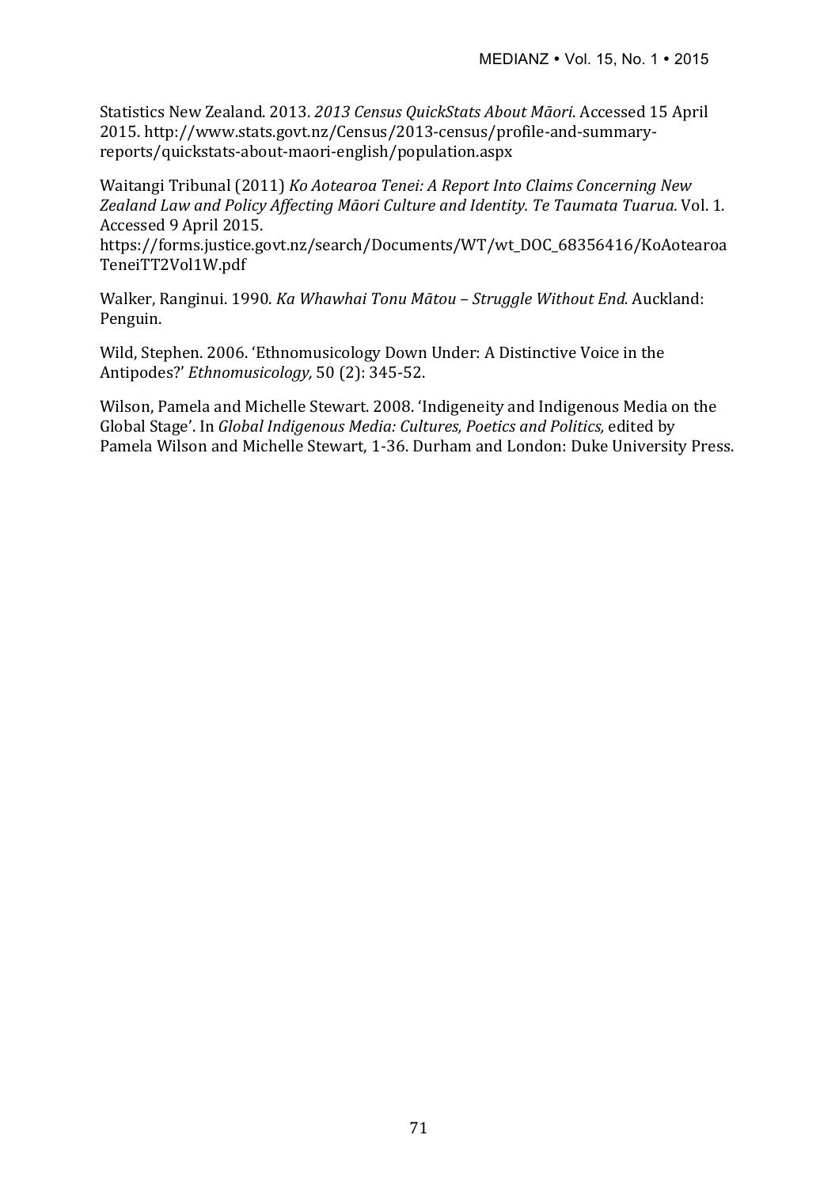Statistics New Zealand. 2013. *2013 Census QuickStats About Māori*. Accessed 15 April 2015. http://www.stats.govt.nz/Census/2013-census/profile-and-summary-reports/quickstats-about-maori-english/population.aspx

Waitangi Tribunal (2011) *Ko Aotearoa Tenei: A Report Into Claims Concerning New Zealand Law and Policy Affecting Māori Culture and Identity. Te Taumata Tuarua.* Vol. 1. Accessed 9 April 2015. https://forms.justice.govt.nz/search/Documents/WT/wt_DOC_68356416/KoAotearoaTeneiTT2Vol1W.pdf

Walker, Ranginui. 1990. *Ka Whawhai Tonu Mātou – Struggle Without End.* Auckland: Penguin.

Wild, Stephen. 2006. 'Ethnomusicology Down Under: A Distinctive Voice in the Antipodes?' *Ethnomusicology,* 50 (2): 345-52.

Wilson, Pamela and Michelle Stewart. 2008. 'Indigeneity and Indigenous Media on the Global Stage'. In *Global Indigenous Media: Cultures, Poetics and Politics,* edited by Pamela Wilson and Michelle Stewart, 1-36. Durham and London: Duke University Press.